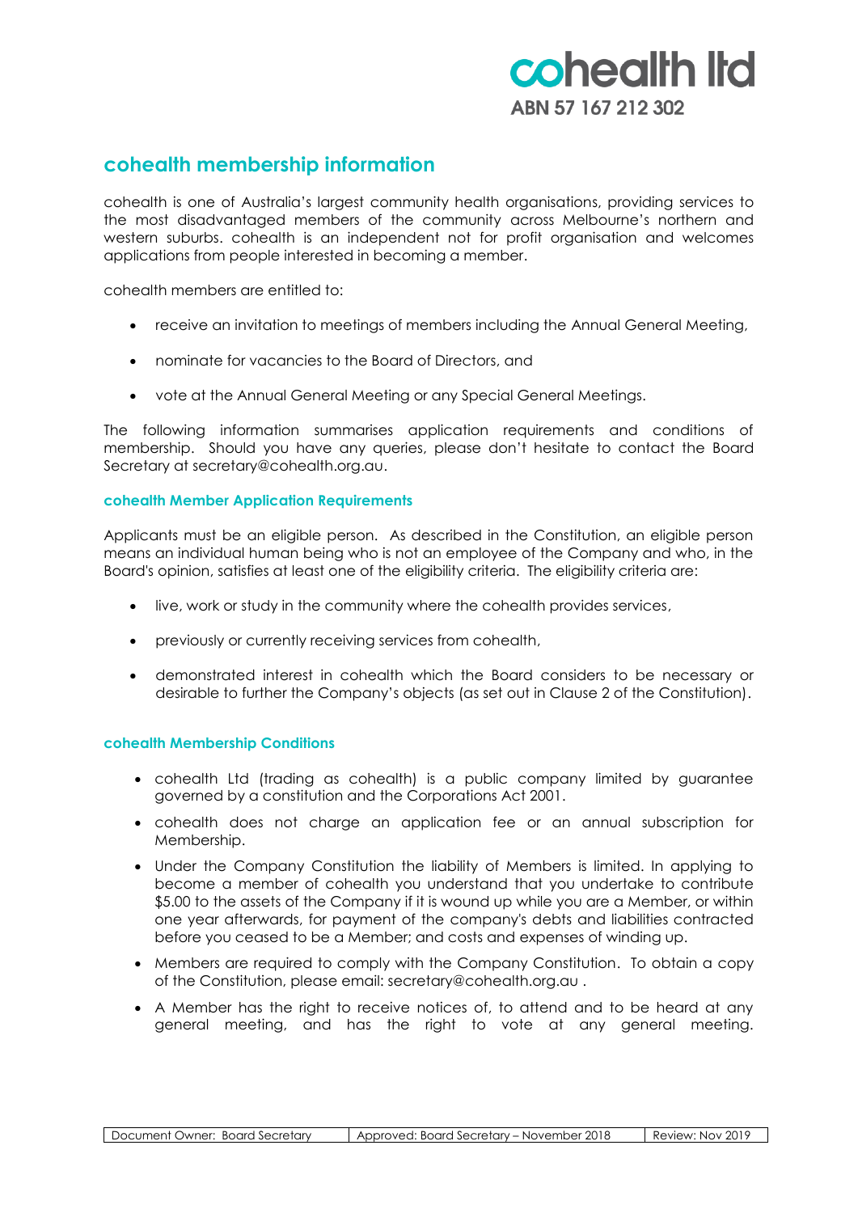**cohealth ltd**

**ABN 57 167 212 302**

## cohealth membership information

cohealth is one of Australia's largest community health organisations, providing services to the most disadvantaged members of the community across Melbourne's northern and western suburbs. cohealth is an independent not for profit organisation and welcomes applications from people interested in becoming a member.

cohealth members are entitled to:

- receive an invitation to meetings of members including the Annual General Meeting,
- nominate for vacancies to the Board of Directors, and
- vote at the Annual General Meeting or any Special General Meetings.

The following information summarises application requirements and conditions of membership. Should you have any queries, please don't hesitate to contact the Board Secretary at secretary@cohealth.org.au.

### cohealth Member Application Requirements

Applicants must be an eligible person. As described in the Constitution, an eligible person means an individual human being who is not an employee of the Company and who, in the Board's opinion, satisfies at least one of the eligibility criteria. The eligibility criteria are:

- live, work or study in the community where the cohealth provides services,
- previously or currently receiving services from cohealth,
- demonstrated interest in cohealth which the Board considers to be necessary or desirable to further the Company's objects (as set out in Clause 2 of the Constitution).

### cohealth Membership Conditions

- cohealth Ltd (trading as cohealth) is a public company limited by guarantee governed by a constitution and the Corporations Act 2001.
- cohealth does not charge an application fee or an annual subscription for Membership.
- Under the Company Constitution the liability of Members is limited. In applying to become a member of cohealth you understand that you undertake to contribute $5.00 to the assets of the Company if it is wound up while you are a Member, or within one year afterwards, for payment of the company's debts and liabilities contracted before you ceased to be a Member; and costs and expenses of winding up.
- Members are required to comply with the Company Constitution. To obtain a copy of the Constitution, please email: secretary@cohealth.org.au .
- A Member has the right to receive notices of, to attend and to be heard at any general meeting, and has the right to vote at any general meeting.

| Document Owner: Board Secretary | Approved: Board Secretary – November 2018 | Review: Nov 2019 |
|---|---|---|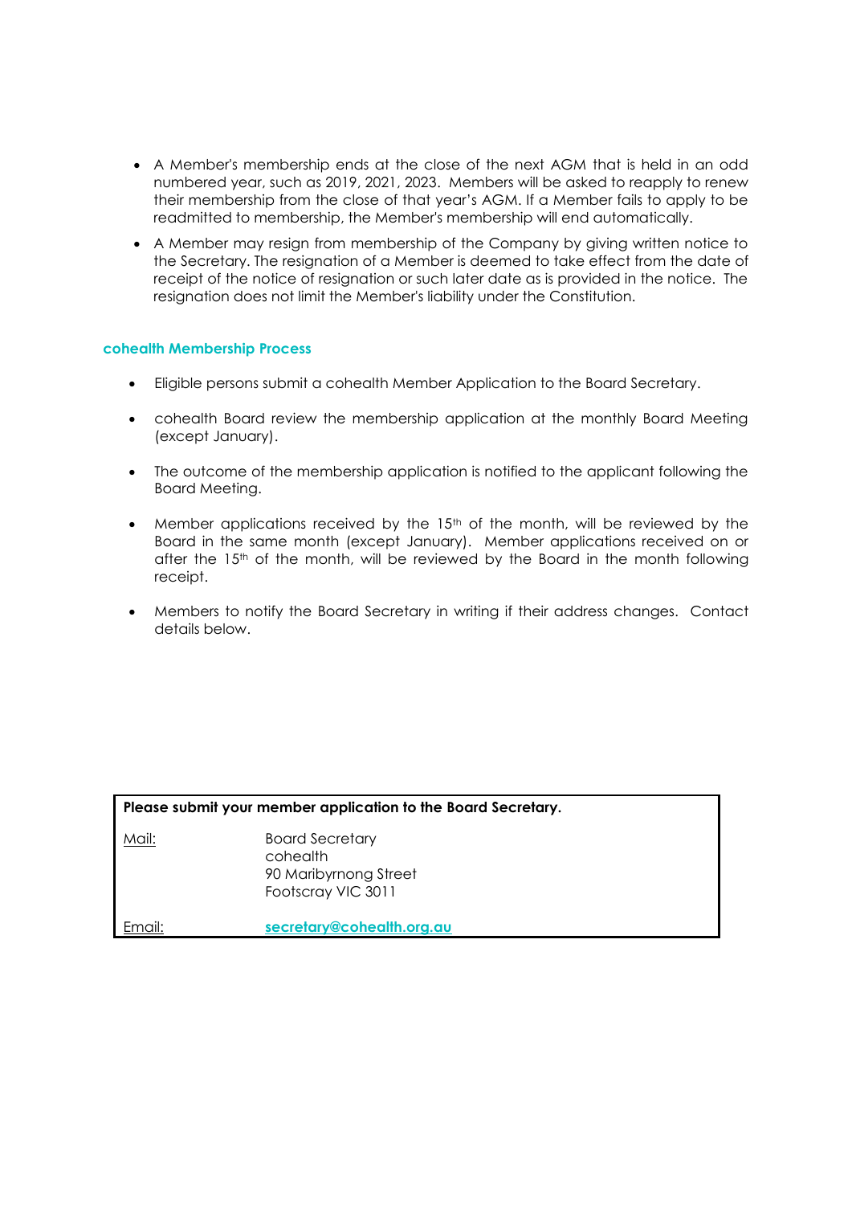- A Member's membership ends at the close of the next AGM that is held in an odd numbered year, such as 2019, 2021, 2023. Members will be asked to reapply to renew their membership from the close of that year's AGM. If a Member fails to apply to be readmitted to membership, the Member's membership will end automatically.
- A Member may resign from membership of the Company by giving written notice to the Secretary. The resignation of a Member is deemed to take effect from the date of receipt of the notice of resignation or such later date as is provided in the notice. The resignation does not limit the Member's liability under the Constitution.

### cohealth Membership Process

- Eligible persons submit a cohealth Member Application to the Board Secretary.
- cohealth Board review the membership application at the monthly Board Meeting (except January).
- The outcome of the membership application is notified to the applicant following the Board Meeting.
- Member applications received by the 15th of the month, will be reviewed by the Board in the same month (except January). Member applications received on or after the 15th of the month, will be reviewed by the Board in the month following receipt.
- Members to notify the Board Secretary in writing if their address changes. Contact details below.

| **Please submit your member application to the Board Secretary.** | |
|---|---|
| Mail: | Board Secretary<br>cohealth<br>90 Maribyrnong Street<br>Footscray VIC 3011 |
| Email: | **secretary@cohealth.org.au** |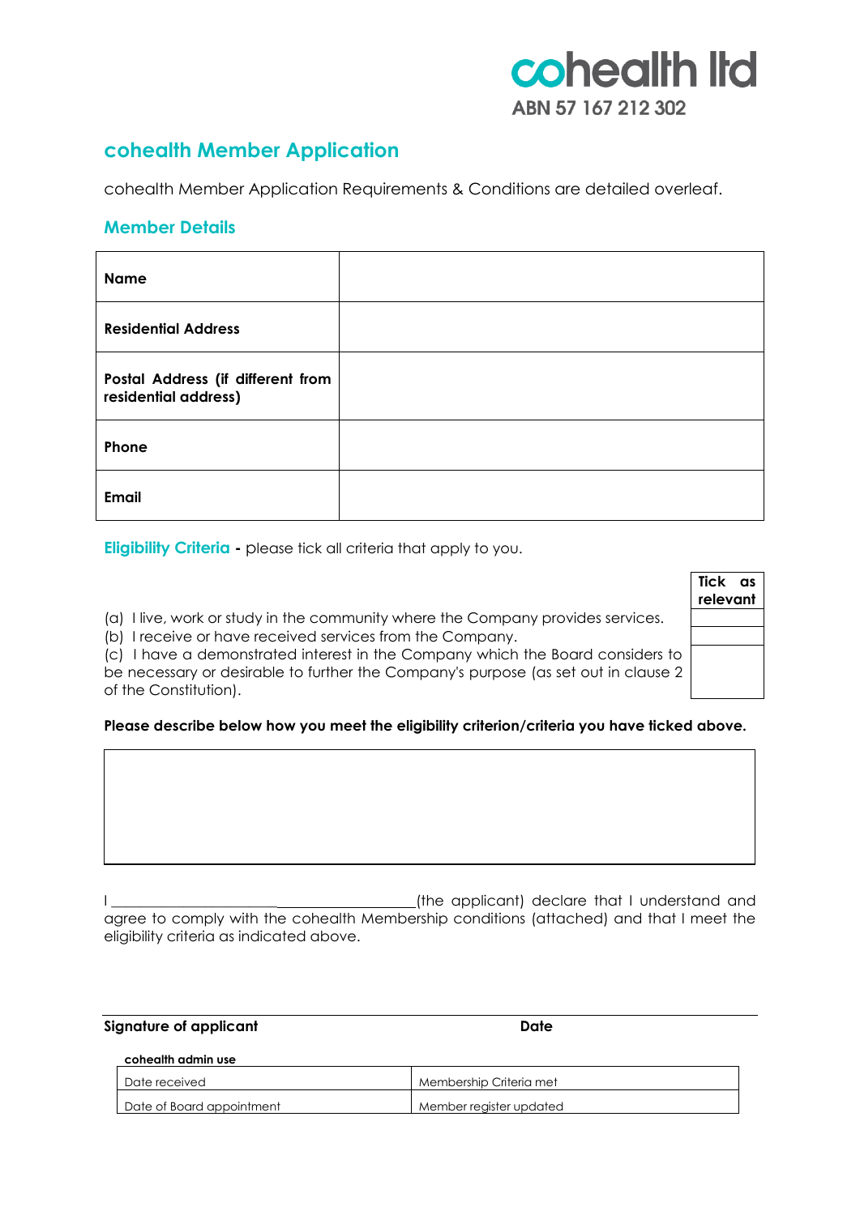cohealth ltd
ABN 57 167 212 302

## cohealth Member Application

cohealth Member Application Requirements & Conditions are detailed overleaf.

### Member Details

| | |
|---|---|
| **Name** | |
| **Residential Address** | |
| **Postal Address (if different from residential address)** | |
| **Phone** | |
| **Email** | |

**Eligibility Criteria** - please tick all criteria that apply to you.

| | **Tick as relevant** |
|---|---|
| (a) I live, work or study in the community where the Company provides services. | |
| (b) I receive or have received services from the Company. | |
| (c) I have a demonstrated interest in the Company which the Board considers to be necessary or desirable to further the Company's purpose (as set out in clause 2 of the Constitution). | |

**Please describe below how you meet the eligibility criterion/criteria you have ticked above.**

| |
|---|
| |

I __________________________________________(the applicant) declare that I understand and agree to comply with the cohealth Membership conditions (attached) and that I meet the eligibility criteria as indicated above.

**Signature of applicant** **Date**

**cohealth admin use**

| | |
|---|---|
| Date received | Membership Criteria met |
| Date of Board appointment | Member register updated |